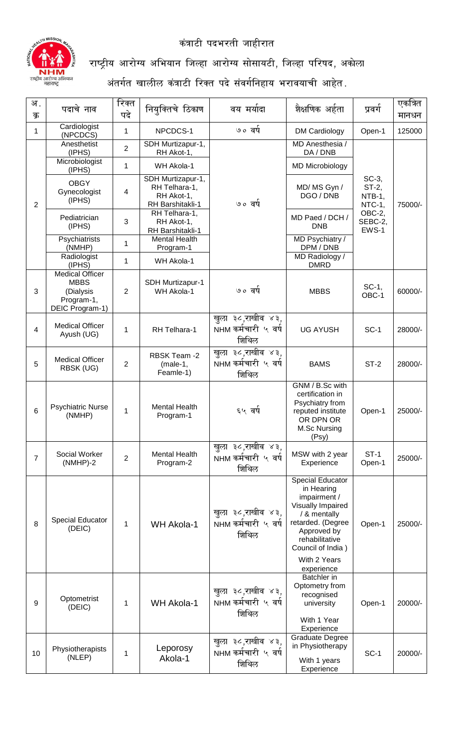# कंत्राटी पदभरती जाहीरात

## राष्ट्रीय आरोग्य अभियान जिल्हा आरोग्य सोसायटी, जिल्हा परिषद, अकोला

### अंतर्गत खालील कंत्राटी रिक्त पदे संवर्गनिहाय भरावयाची आहेत.

| अ. क्र | पदाचे नाव | रिक्त पदे | नियुक्तिचे ठिकाण | वय मर्यादा | शैक्षणिक अर्हता | प्रवर्ग | एकत्रित मानधन |
|---|---|---|---|---|---|---|---|
| 1 | Cardiologist (NPCDCS) | 1 | NPCDCS-1 | ७० वर्ष | DM Cardiology | Open-1 | 125000 |
| 2 | Anesthetist (IPHS) | 2 | SDH Murtizapur-1, RH Akot-1, | ७० वर्ष | MD Anesthesia / DA / DNB | SC-3, ST-2, NTB-1, NTC-1, OBC-2, SEBC-2, EWS-1 | 75000/- |
| | Microbiologist (IPHS) | 1 | WH Akola-1 | | MD Microbiology | | |
| | OBGY Gynecologist (IPHS) | 4 | SDH Murtizapur-1, RH Telhara-1, RH Akot-1, RH Barshitakli-1 | | MD/ MS Gyn / DGO / DNB | | |
| | Pediatrician (IPHS) | 3 | RH Telhara-1, RH Akot-1, RH Barshitakli-1 | | MD Paed / DCH / DNB | | |
| | Psychiatrists (NMHP) | 1 | Mental Health Program-1 | | MD Psychiatry / DPM / DNB | | |
| | Radiologist (IPHS) | 1 | WH Akola-1 | | MD Radiology / DMRD | | |
| 3 | Medical Officer MBBS (Dialysis Program-1, DEIC Program-1) | 2 | SDH Murtizapur-1 WH Akola-1 | ७० वर्ष | MBBS | SC-1, OBC-1 | 60000/- |
| 4 | Medical Officer Ayush (UG) | 1 | RH Telhara-1 | खुला ३८,राखीव ४३, NHM कर्मचारी ५ वर्ष शिथिल | UG AYUSH | SC-1 | 28000/- |
| 5 | Medical Officer RBSK (UG) | 2 | RBSK Team -2 (male-1, Feamle-1) | खुला ३८,राखीव ४३, NHM कर्मचारी ५ वर्ष शिथिल | BAMS | ST-2 | 28000/- |
| 6 | Psychiatric Nurse (NMHP) | 1 | Mental Health Program-1 | ६५ वर्ष | GNM / B.Sc with certification in Psychiatry from reputed institute OR DPN OR M.Sc Nursing (Psy) | Open-1 | 25000/- |
| 7 | Social Worker (NMHP)-2 | 2 | Mental Health Program-2 | खुला ३८,राखीव ४३, NHM कर्मचारी ५ वर्ष शिथिल | MSW with 2 year Experience | ST-1 Open-1 | 25000/- |
| 8 | Special Educator (DEIC) | 1 | WH Akola-1 | खुला ३८,राखीव ४३, NHM कर्मचारी ५ वर्ष शिथिल | Special Educator in Hearing impairment / Visually Impaired / & mentally retarded. (Degree Approved by rehabilitative Council of India ) With 2 Years experience | Open-1 | 25000/- |
| 9 | Optometrist (DEIC) | 1 | WH Akola-1 | खुला ३८,राखीव ४३, NHM कर्मचारी ५ वर्ष शिथिल | Batchler in Optometry from recognised university With 1 Year Experience | Open-1 | 20000/- |
| 10 | Physiotherapists (NLEP) | 1 | Leporosy Akola-1 | खुला ३८,राखीव ४३, NHM कर्मचारी ५ वर्ष शिथिल | Graduate Degree in Physiotherapy With 1 years Experience | SC-1 | 20000/- |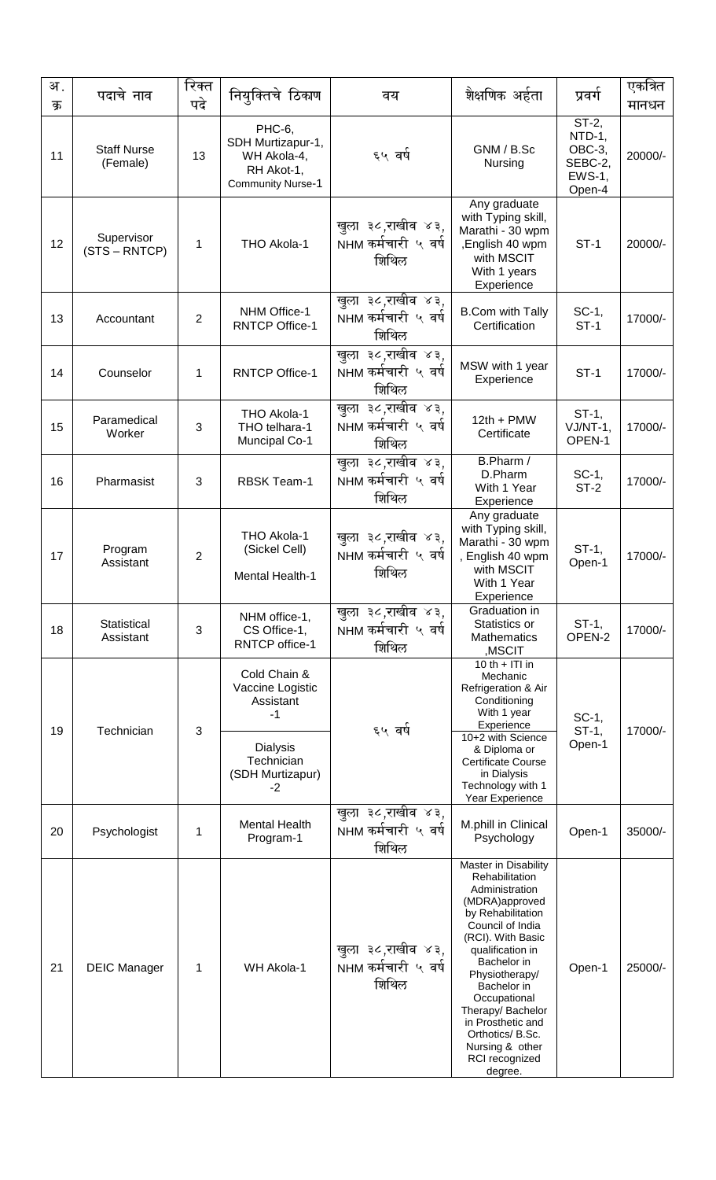| अ. क्र | पदाचे नाव | रिक्त पदे | नियुक्तिचे ठिकाण | वय | शैक्षणिक अर्हता | प्रवर्ग | एकत्रित मानधन |
|---|---|---|---|---|---|---|---|
| 11 | Staff Nurse (Female) | 13 | PHC-6, SDH Murtizapur-1, WH Akola-4, RH Akot-1, Community Nurse-1 | ६५ वर्ष | GNM / B.Sc Nursing | ST-2, NTD-1, OBC-3, SEBC-2, EWS-1, Open-4 | 20000/- |
| 12 | Supervisor (STS – RNTCP) | 1 | THO Akola-1 | खुला ३८,राखीव ४३, NHM कर्मचारी ५ वर्ष शिथिल | Any graduate with Typing skill, Marathi - 30 wpm ,English 40 wpm with MSCIT With 1 years Experience | ST-1 | 20000/- |
| 13 | Accountant | 2 | NHM Office-1 RNTCP Office-1 | खुला ३८,राखीव ४३, NHM कर्मचारी ५ वर्ष शिथिल | B.Com with Tally Certification | SC-1, ST-1 | 17000/- |
| 14 | Counselor | 1 | RNTCP Office-1 | खुला ३८,राखीव ४३, NHM कर्मचारी ५ वर्ष शिथिल | MSW with 1 year Experience | ST-1 | 17000/- |
| 15 | Paramedical Worker | 3 | THO Akola-1 THO telhara-1 Muncipal Co-1 | खुला ३८,राखीव ४३, NHM कर्मचारी ५ वर्ष शिथिल | 12th + PMW Certificate | ST-1, VJ/NT-1, OPEN-1 | 17000/- |
| 16 | Pharmasist | 3 | RBSK Team-1 | खुला ३८,राखीव ४३, NHM कर्मचारी ५ वर्ष शिथिल | B.Pharm / D.Pharm With 1 Year Experience | SC-1, ST-2 | 17000/- |
| 17 | Program Assistant | 2 | THO Akola-1 (Sickel Cell) Mental Health-1 | खुला ३८,राखीव ४३, NHM कर्मचारी ५ वर्ष शिथिल | Any graduate with Typing skill, Marathi - 30 wpm , English 40 wpm with MSCIT With 1 Year Experience | ST-1, Open-1 | 17000/- |
| 18 | Statistical Assistant | 3 | NHM office-1, CS Office-1, RNTCP office-1 | खुला ३८,राखीव ४३, NHM कर्मचारी ५ वर्ष शिथिल | Graduation in Statistics or Mathematics ,MSCIT | ST-1, OPEN-2 | 17000/- |
| 19 | Technician | 3 | Cold Chain & Vaccine Logistic Assistant -1 | ६५ वर्ष | 10 th + ITI in Mechanic Refrigeration & Air Conditioning With 1 year Experience | SC-1, ST-1, Open-1 | 17000/- |
| | | | Dialysis Technician (SDH Murtizapur) -2 | | 10+2 with Science & Diploma or Certificate Course in Dialysis Technology with 1 Year Experience | | |
| 20 | Psychologist | 1 | Mental Health Program-1 | खुला ३८,राखीव ४३, NHM कर्मचारी ५ वर्ष शिथिल | M.phill in Clinical Psychology | Open-1 | 35000/- |
| 21 | DEIC Manager | 1 | WH Akola-1 | खुला ३८,राखीव ४३, NHM कर्मचारी ५ वर्ष शिथिल | Master in Disability Rehabilitation Administration (MDRA)approved by Rehabilitation Council of India (RCI). With Basic qualification in Bachelor in Physiotherapy/ Bachelor in Occupational Therapy/ Bachelor in Prosthetic and Orthotics/ B.Sc. Nursing & other RCI recognized degree. | Open-1 | 25000/- |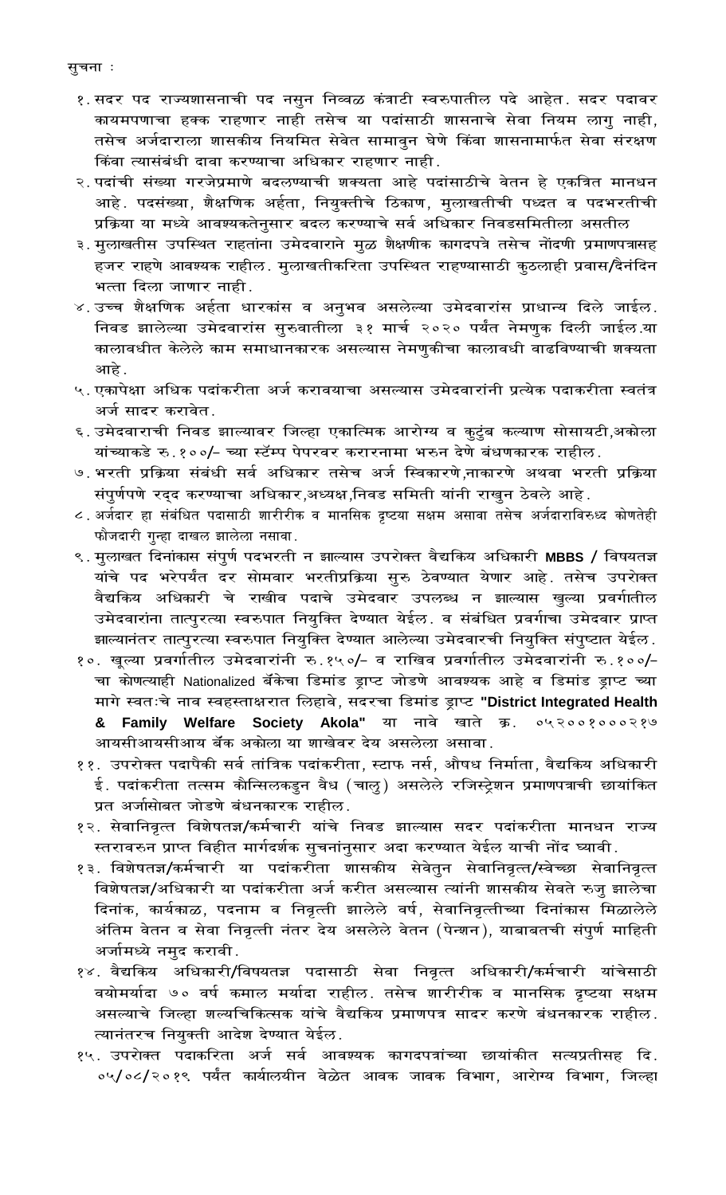सुचना :

१. सदर पद राज्यशासनाची पद नसुन निव्वळ कंत्राटी स्वरुपातील पदे आहेत. सदर पदावर कायमपणाचा हक्क राहणार नाही तसेच या पदांसाठी शासनाचे सेवा नियम लागु नाही, तसेच अर्जदाराला शासकीय नियमित सेवेत सामावुन घेणे किंवा शासनामार्फत सेवा संरक्षण किंवा त्यासंबंधी दावा करण्याचा अधिकार राहणार नाही.
२. पदांची संख्या गरजेप्रमाणे बदलण्याची शक्यता आहे पदांसाठीचे वेतन हे एकत्रित मानधन आहे. पदसंख्या, शैक्षणिक अर्हता, नियुक्तीचे ठिकाण, मुलाखतीची पध्दत व पदभरतीची प्रक्रिया या मध्ये आवश्यकतेनुसार बदल करण्याचे सर्व अधिकार निवडसमितीला असतील
३. मुलाखतीस उपस्थित राहतांना उमेदवाराने मुळ शैक्षणीक कागदपत्रे तसेच नोंदणी प्रमाणपत्रासह हजर राहणे आवश्यक राहील. मुलाखतीकरिता उपस्थित राहण्यासाठी कुठलाही प्रवास/दैनंदिन भत्ता दिला जाणार नाही.
४. उच्च शैक्षणिक अर्हता धारकांस व अनुभव असलेल्या उमेदवारांस प्राधान्य दिले जाईल. निवड झालेल्या उमेदवारांस सुरुवातीला ३१ मार्च २०२० पर्यंत नेमणुक दिली जाईल.या कालावधीत केलेले काम समाधानकारक असल्यास नेमणुकीचा कालावधी वाढविण्याची शक्यता आहे.
५. एकापेक्षा अधिक पदांकरीता अर्ज करावयाचा असल्यास उमेदवारांनी प्रत्येक पदाकरीता स्वतंत्र अर्ज सादर करावेत.
६. उमेदवाराची निवड झाल्यावर जिल्हा एकात्मिक आरोग्य व कुटुंब कल्याण सोसायटी,अकोला यांच्याकडे रु.१००/- च्या स्टॅम्प पेपरवर करारनामा भरुन देणे बंधणकारक राहील.
७. भरती प्रक्रिया संबंधी सर्व अधिकार तसेच अर्ज स्विकारणे,नाकारणे अथवा भरती प्रक्रिया संपुर्णपणे रद्द करण्याचा अधिकार,अध्यक्ष,निवड समिती यांनी राखुन ठेवले आहे.
८. अर्जदार हा संबंधित पदासाठी शारीरीक व मानसिक दृष्टया सक्षम असावा तसेच अर्जदाराविरुध्द कोणतेही फौजदारी गुन्हा दाखल झालेला नसावा.
९. मुलाखत दिनांकास संपुर्ण पदभरती न झाल्यास उपरोक्त वैद्यकिय अधिकारी **MBBS** / विषयतज्ञ यांचे पद भरेपर्यंत दर सोमवार भरतीप्रक्रिया सुरु ठेवण्यात येणार आहे. तसेच उपरोक्त वैद्यकिय अधिकारी चे राखीव पदाचे उमेदवार उपलब्ध न झाल्यास खुल्या प्रवर्गातील उमेदवारांना तात्पुरत्या स्वरुपात नियुक्ति देण्यात येईल. व संबंधित प्रवर्गाचा उमेदवार प्राप्त झाल्यानंतर तात्पुरत्या स्वरुपात नियुक्ति देण्यात आलेल्या उमेदवारची नियुक्ति संपुष्टात येईल.
१०. खूल्या प्रवर्गातील उमेदवारांनी रु.१५०/- व राखिव प्रवर्गातील उमेदवारांनी रु.१००/- चा कोणत्याही Nationalized बँकेचा डिमांड ड्राप्ट जोडणे आवश्यक आहे व डिमांड ड्राप्ट च्या मागे स्वतःचे नाव स्वहस्ताक्षरात लिहावे, सदरचा डिमांड ड्राप्ट **"District Integrated Health & Family Welfare Society Akola"** या नावे खाते क्र. ०५२००१०००२१७ आयसीआयसीआय बँक अकोला या शाखेवर देय असलेला असावा.
११. उपरोक्त पदापैकी सर्व तांत्रिक पदांकरीता, स्टाफ नर्स, औषध निर्माता, वैद्यकिय अधिकारी ई. पदांकरीता तत्सम कौन्सिलकडुन वैध (चालु) असलेले रजिस्ट्रेशन प्रमाणपत्राची छायांकित प्रत अर्जासोबत जोडणे बंधनकारक राहील.
१२. सेवानिवृत्त विशेषतज्ञ/कर्मचारी यांचे निवड झाल्यास सदर पदांकरीता मानधन राज्य स्तरावरुन प्राप्त विहीत मार्गदर्शक सुचनांनुसार अदा करण्यात येईल याची नोंद घ्यावी.
१३. विशेषतज्ञ/कर्मचारी या पदांकरीता शासकीय सेवेतुन सेवानिवृत्त/स्वेच्छा सेवानिवृत्त विशेषतज्ञ/अधिकारी या पदांकरीता अर्ज करीत असल्यास त्यांनी शासकीय सेवते रुजु झालेचा दिनांक, कार्यकाळ, पदनाम व निवृत्ती झालेले वर्ष, सेवानिवृत्तीच्या दिनांकास मिळालेले अंतिम वेतन व सेवा निवृत्ती नंतर देय असलेले वेतन (पेन्शन), याबाबतची संपुर्ण माहिती अर्जामध्ये नमुद करावी.
१४. वैद्यकिय अधिकारी/विषयतज्ञ पदासाठी सेवा निवृत्त अधिकारी/कर्मचारी यांचेसाठी वयोमर्यादा ७० वर्ष कमाल मर्यादा राहील. तसेच शारीरीक व मानसिक दृष्टया सक्षम असल्याचे जिल्हा शल्यचिकित्सक यांचे वैद्यकिय प्रमाणपत्र सादर करणे बंधनकारक राहील. त्यानंतरच नियुक्ती आदेश देण्यात येईल.
१५. उपरोक्त पदाकरिता अर्ज सर्व आवश्यक कागदपत्रांच्या छायांकीत सत्यप्रतीसह दि. ०५/०८/२०१९ पर्यंत कार्यालयीन वेळेत आवक जावक विभाग, आरोग्य विभाग, जिल्हा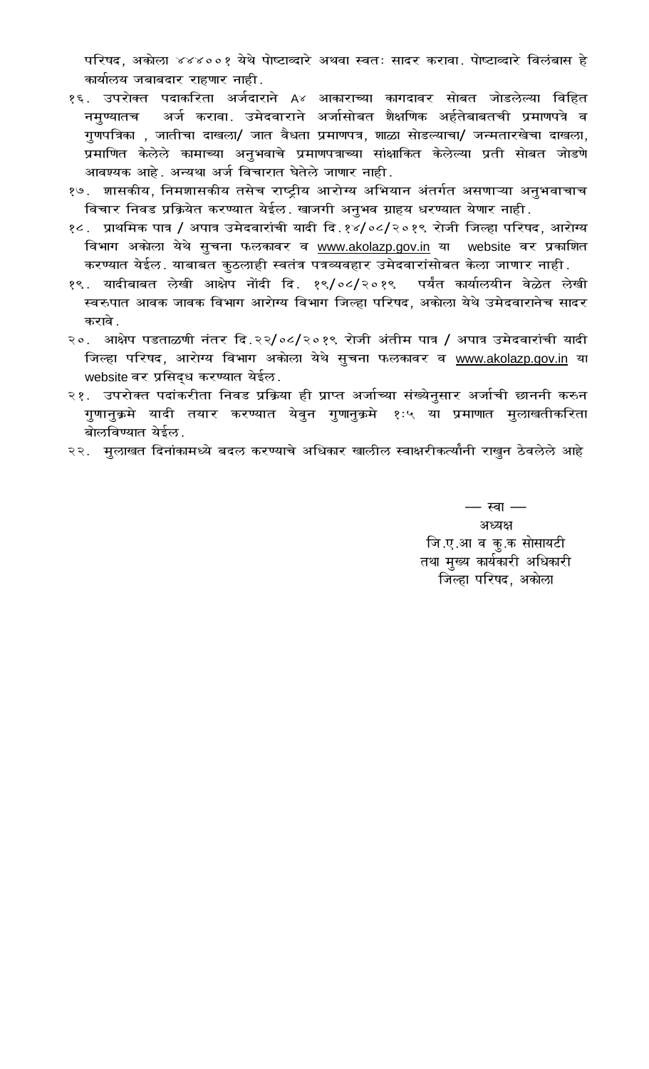परिषद, अकोला ४४४००१ येथे पोष्टाव्दारे अथवा स्वतः सादर करावा. पोष्टाव्दारे विलंबास हे कार्यालय जबाबदार राहणार नाही.

१६. उपरोक्त पदाकरिता अर्जदाराने A४ आकाराच्या कागदावर सोबत जोडलेल्या विहित नमुण्यातच अर्ज करावा. उमेदवाराने अर्जासोबत शैक्षणिक अर्हतेबाबतची प्रमाणपत्रे व गुणपत्रिका , जातीचा दाखला/ जात वैधता प्रमाणपत्र, शाळा सोडल्याचा/ जन्मतारखेचा दाखला, प्रमाणित केलेले कामाच्या अनुभवाचे प्रमाणपत्राच्या सांक्षाकित केलेल्या प्रती सोबत जोडणे आवश्यक आहे. अन्यथा अर्ज विचारात घेतेले जाणार नाही.

१७. शासकीय, निमशासकीय तसेच राष्ट्रीय आरोग्य अभियान अंतर्गत असणाऱ्या अनुभवाचाच विचार निवड प्रक्रियेत करण्यात येईल. खाजगी अनुभव ग्राहय धरण्यात येणार नाही.

१८. प्राथमिक पात्र / अपात्र उमेदवारांची यादी दि.१४/०८/२०१९ रोजी जिल्हा परिषद, आरोग्य विभाग अकोला येथे सुचना फलकावर व www.akolazp.gov.in या website वर प्रकाशित करण्यात येईल. याबाबत कुठलाही स्वतंत्र पत्रव्यवहार उमेदवारांसोबत केला जाणार नाही.

१९. यादीबाबत लेखी आक्षेप नोंदी दि. १९/०८/२०१९ पर्यंत कार्यालयीन वेळेत लेखी स्वरुपात आवक जावक विभाग आरोग्य विभाग जिल्हा परिषद, अकोला येथे उमेदवारानेच सादर करावे.

२०. आक्षेप पडताळणी नंतर दि.२२/०८/२०१९ रोजी अंतीम पात्र / अपात्र उमेदवारांची यादी जिल्हा परिषद, आरोग्य विभाग अकोला येथे सुचना फलकावर व www.akolazp.gov.in या website वर प्रसिद्ध करण्यात येईल.

२१. उपरोक्त पदांकरीता निवड प्रक्रिया ही प्राप्त अर्जाच्या संख्येनुसार अर्जाची छाननी करुन गुणानुक्रमे यादी तयार करण्यात येवुन गुणानुक्रमे १:५ या प्रमाणात मुलाखतीकरिता बोलविण्यात येईल.

२२. मुलाखत दिनांकामध्ये बदल करण्याचे अधिकार खालील स्वाक्षरीकर्त्यांनी राखुन ठेवलेले आहे

— स्वा —

अध्यक्ष

जि.ए.आ व कु.क सोसायटी

तथा मुख्य कार्यकारी अधिकारी

जिल्हा परिषद, अकोला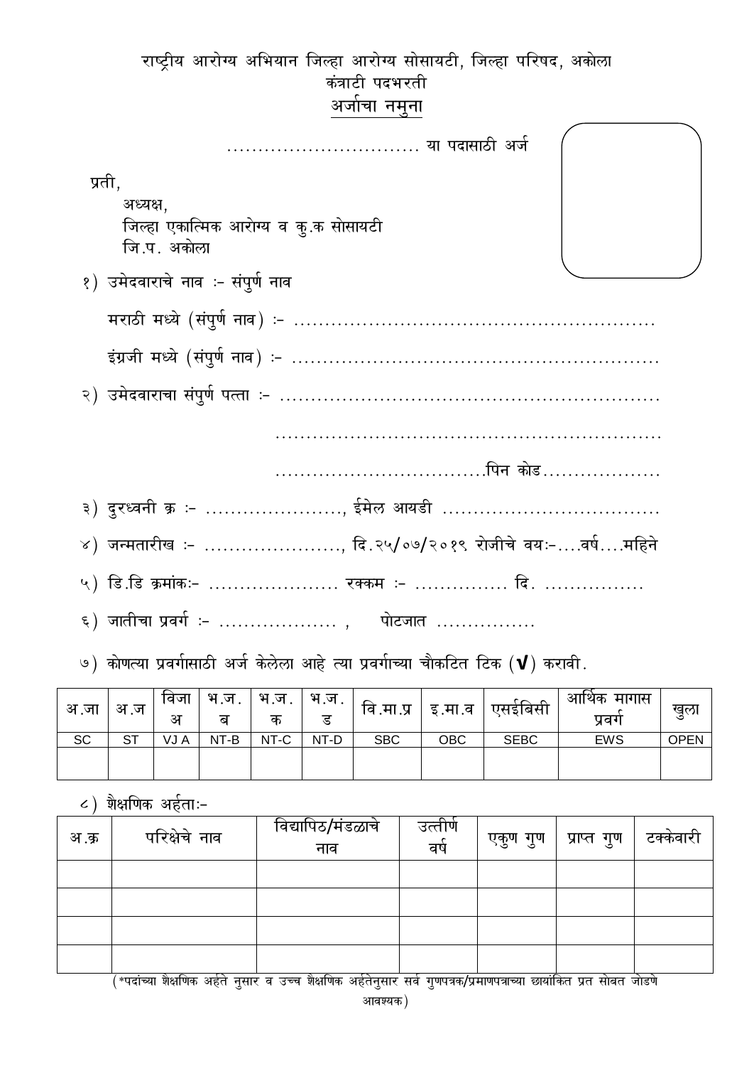राष्ट्रीय आरोग्य अभियान जिल्हा आरोग्य सोसायटी, जिल्हा परिषद, अकोला

कंत्राटी पदभरती

**अर्जाचा नमुना**

............................... या पदासाठी अर्ज

प्रती,

अध्यक्ष,

जिल्हा एकात्मिक आरोग्य व कु.क सोसायटी

जि.प. अकोला

१) उमेदवाराचे नाव :- संपुर्ण नाव

मराठी मध्ये (संपुर्ण नाव) :- .........................................................

इंग्रजी मध्ये (संपुर्ण नाव) :- ...........................................................

२) उमेदवाराचा संपुर्ण पत्ता :- .............................................................

...............................................................

..................................पिन कोड...................

३) दुरध्वनी क्र :- ......................, ईमेल आयडी ...................................

४) जन्मतारीख :- ......................, दि.२५/०७/२०१९ रोजीचे वयः-....वर्ष....महिने

५) डि.डि क्रमांकः- ..................... रक्कम :- ............... दि. ................

६) जातीचा प्रवर्ग :- ................... , पोटजात ................

७) कोणत्या प्रवर्गासाठी अर्ज केलेला आहे त्या प्रवर्गाच्या चौकटित टिक (✔) करावी.

| अ.जा | अ.ज | विजा अ | भ.ज. ब | भ.ज. क | भ.ज. ड | वि.मा.प्र | इ.मा.व | एसईबिसी | आर्थिक मागास प्रवर्ग | खुला |
|---|---|---|---|---|---|---|---|---|---|---|
| SC | ST | VJ A | NT-B | NT-C | NT-D | SBC | OBC | SEBC | EWS | OPEN |
| | | | | | | | | | | |

८) शैक्षणिक अर्हताः-

| अ.क्र | परिक्षेचे नाव | विद्यापिठ/मंडळाचे नाव | उत्तीर्ण वर्ष | एकुण गुण | प्राप्त गुण | टक्केवारी |
|---|---|---|---|---|---|---|
| | | | | | | |
| | | | | | | |
| | | | | | | |
| | | | | | | |

(*पदांच्या शैक्षणिक अर्हते नुसार व उच्च शैक्षणिक अर्हतेनुसार सर्व गुणपत्रक/प्रमाणपत्राच्या छायांकित प्रत सोबत जोडणे आवश्यक)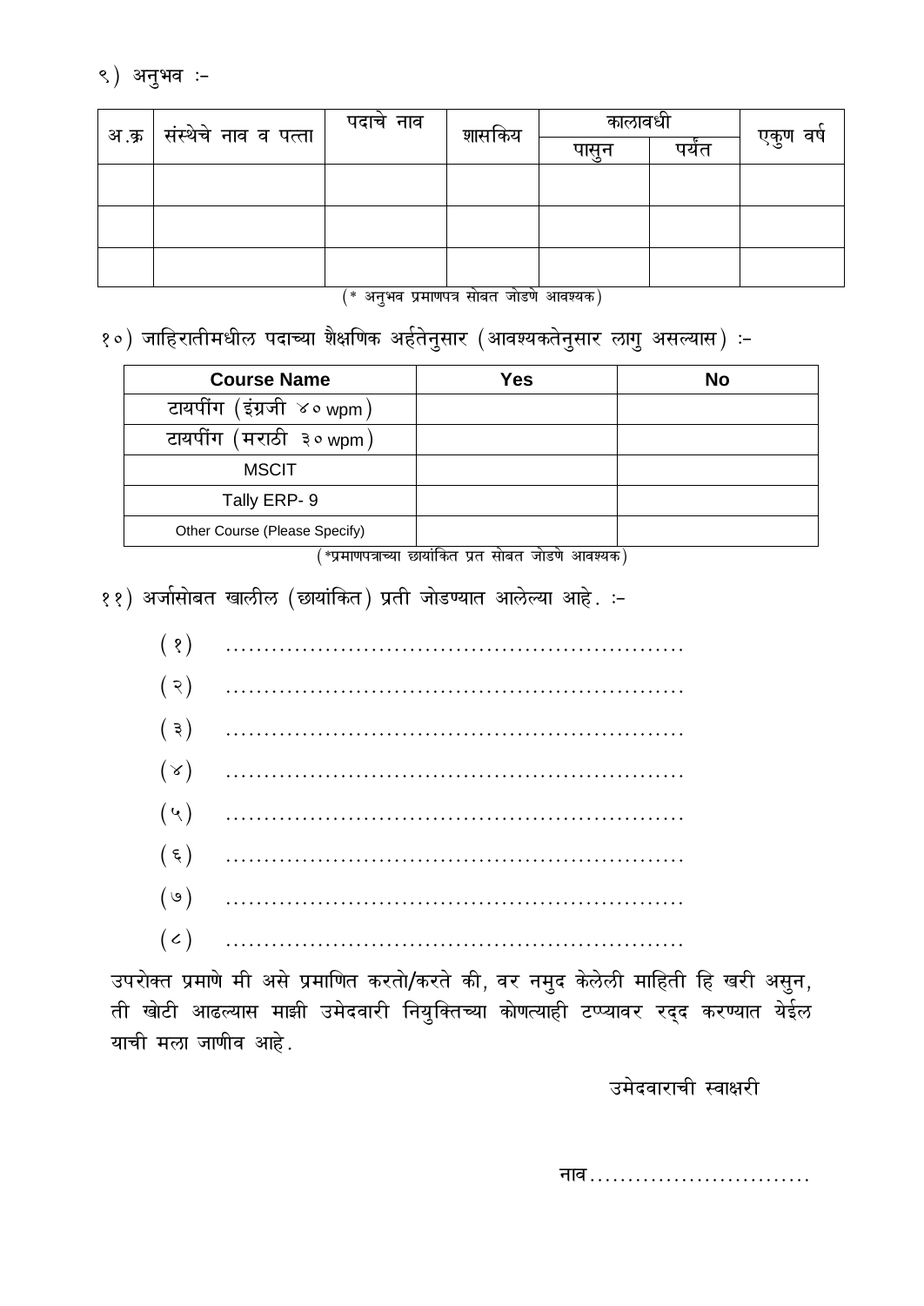९) अनुभव :-

| अ.क्र | संस्थेचे नाव व पत्ता | पदाचे नाव | शासकिय | कालावधी | | एकुण वर्ष |
|---|---|---|---|---|---|---|
| | | | | पासुन | पर्यंत | |
| | | | | | | |
| | | | | | | |
| | | | | | | |

(* अनुभव प्रमाणपत्र सोबत जोडणे आवश्यक)

१०) जाहिरातीमधील पदाच्या शैक्षणिक अर्हतेनुसार (आवश्यकतेनुसार लागु असल्यास) :-

| Course Name | Yes | No |
|---|---|---|
| टायपींग (इंग्रजी ४० wpm) | | |
| टायपींग (मराठी ३० wpm) | | |
| MSCIT | | |
| Tally ERP- 9 | | |
| Other Course (Please Specify) | | |

(*प्रमाणपत्राच्या छायांकित प्रत सोबत जोडणे आवश्यक)

११) अर्जासोबत खालील (छायांकित) प्रती जोडण्यात आलेल्या आहे. :-

(१) ............................................................

(२) ............................................................

(३) ............................................................

(४) ............................................................

(५) ............................................................

(६) ............................................................

(७) ............................................................

(८) ............................................................

उपरोक्त प्रमाणे मी असे प्रमाणित करतो/करते की, वर नमुद केलेली माहिती हि खरी असुन, ती खोटी आढल्यास माझी उमेदवारी नियुक्तिच्या कोणत्याही टप्प्यावर रद्द करण्यात येईल याची मला जाणीव आहे.

उमेदवाराची स्वाक्षरी

नाव..............................